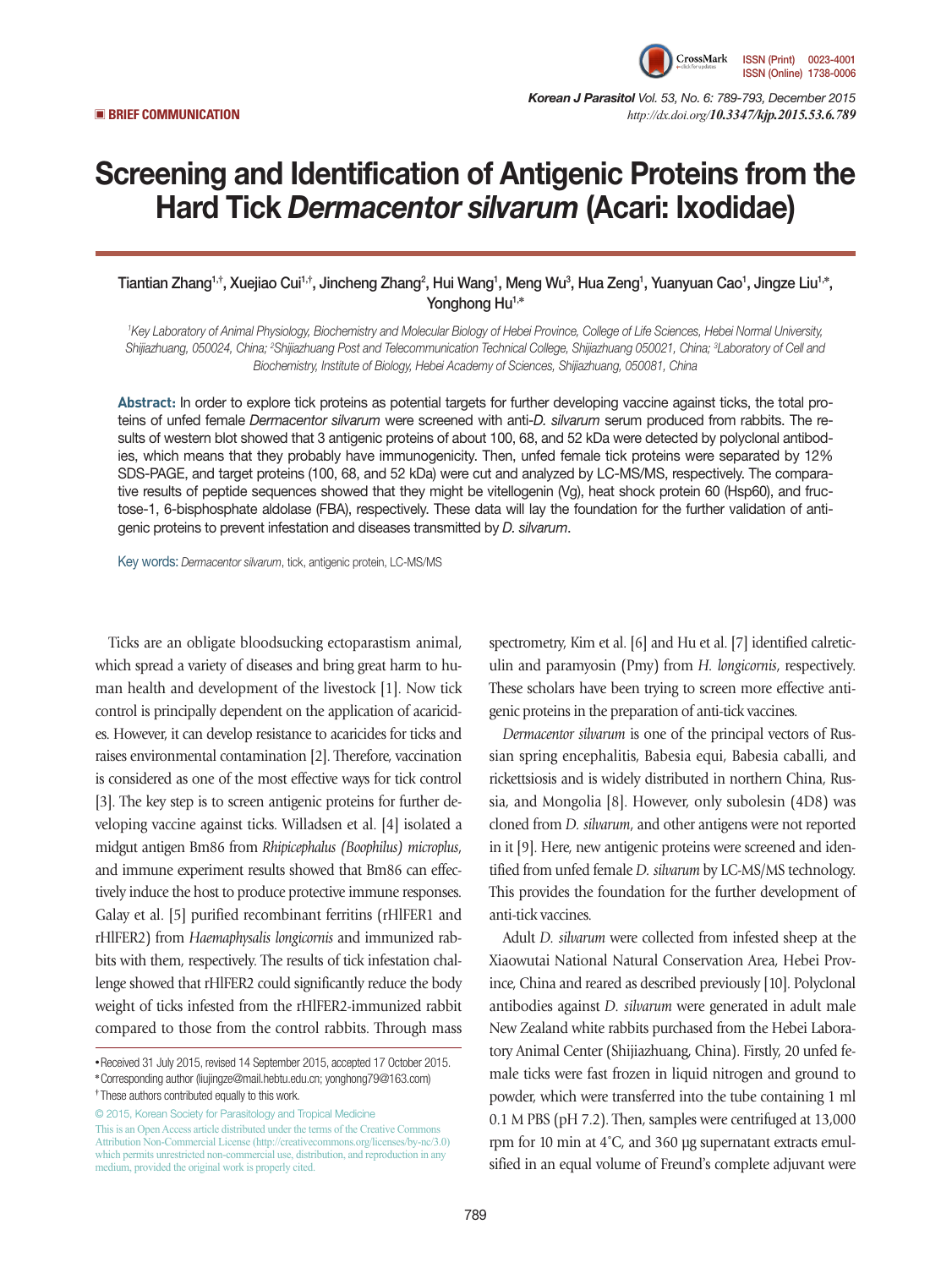**BRIEF COMMUNICATION**

# Screening and Identification of Antigenic Proteins from the Hard Tick *Dermacentor silvarum* (Acari: Ixodidae)

Tiantian Zhang[1,†], Xuejiao Cui[1,†], Jincheng Zhang[2], Hui Wang[1], Meng Wu[3], Hua Zeng[1], Yuanyuan Cao[1], Jingze Liu[1,*], Yonghong Hu[1,*]

*[1]Key Laboratory of Animal Physiology, Biochemistry and Molecular Biology of Hebei Province, College of Life Sciences, Hebei Normal University, Shijiazhuang, 050024, China; [2]Shijiazhuang Post and Telecommunication Technical College, Shijiazhuang 050021, China; [3]Laboratory of Cell and Biochemistry, Institute of Biology, Hebei Academy of Sciences, Shijiazhuang, 050081, China*

**Abstract:** In order to explore tick proteins as potential targets for further developing vaccine against ticks, the total proteins of unfed female *Dermacentor silvarum* were screened with anti-*D. silvarum* serum produced from rabbits. The results of western blot showed that 3 antigenic proteins of about 100, 68, and 52 kDa were detected by polyclonal antibodies, which means that they probably have immunogenicity. Then, unfed female tick proteins were separated by 12% SDS-PAGE, and target proteins (100, 68, and 52 kDa) were cut and analyzed by LC-MS/MS, respectively. The comparative results of peptide sequences showed that they might be vitellogenin (Vg), heat shock protein 60 (Hsp60), and fructose-1, 6-bisphosphate aldolase (FBA), respectively. These data will lay the foundation for the further validation of antigenic proteins to prevent infestation and diseases transmitted by *D. silvarum*.

Key words: *Dermacentor silvarum*, tick, antigenic protein, LC-MS/MS

Ticks are an obligate bloodsucking ectoparastism animal, which spread a variety of diseases and bring great harm to human health and development of the livestock [1]. Now tick control is principally dependent on the application of acaricides. However, it can develop resistance to acaricides for ticks and raises environmental contamination [2]. Therefore, vaccination is considered as one of the most effective ways for tick control [3]. The key step is to screen antigenic proteins for further developing vaccine against ticks. Willadsen et al. [4] isolated a midgut antigen Bm86 from *Rhipicephalus (Boophilus) microplus*, and immune experiment results showed that Bm86 can effectively induce the host to produce protective immune responses. Galay et al. [5] purified recombinant ferritins (rHlFER1 and rHlFER2) from *Haemaphysalis longicornis* and immunized rabbits with them, respectively. The results of tick infestation challenge showed that rHlFER2 could significantly reduce the body weight of ticks infested from the rHlFER2-immunized rabbit compared to those from the control rabbits. Through mass spectrometry, Kim et al. [6] and Hu et al. [7] identified calreticulin and paramyosin (Pmy) from *H. longicornis*, respectively. These scholars have been trying to screen more effective antigenic proteins in the preparation of anti-tick vaccines.

*Dermacentor silvarum* is one of the principal vectors of Russian spring encephalitis, Babesia equi, Babesia caballi, and rickettsiosis and is widely distributed in northern China, Russia, and Mongolia [8]. However, only subolesin (4D8) was cloned from *D. silvarum*, and other antigens were not reported in it [9]. Here, new antigenic proteins were screened and identified from unfed female *D. silvarum* by LC-MS/MS technology. This provides the foundation for the further development of anti-tick vaccines.

Adult *D. silvarum* were collected from infested sheep at the Xiaowutai National Natural Conservation Area, Hebei Province, China and reared as described previously [10]. Polyclonal antibodies against *D. silvarum* were generated in adult male New Zealand white rabbits purchased from the Hebei Laboratory Animal Center (Shijiazhuang, China). Firstly, 20 unfed female ticks were fast frozen in liquid nitrogen and ground to powder, which were transferred into the tube containing 1 ml 0.1 M PBS (pH 7.2). Then, samples were centrifuged at 13,000 rpm for 10 min at 4˚C, and 360 μg supernatant extracts emulsified in an equal volume of Freund's complete adjuvant were

---

• Received 31 July 2015, revised 14 September 2015, accepted 17 October 2015.
* Corresponding author (liujingze@mail.hebtu.edu.cn; yonghong79@163.com)
† These authors contributed equally to this work.

© 2015, Korean Society for Parasitology and Tropical Medicine
This is an Open Access article distributed under the terms of the Creative Commons Attribution Non-Commercial License (http://creativecommons.org/licenses/by-nc/3.0) which permits unrestricted non-commercial use, distribution, and reproduction in any medium, provided the original work is properly cited.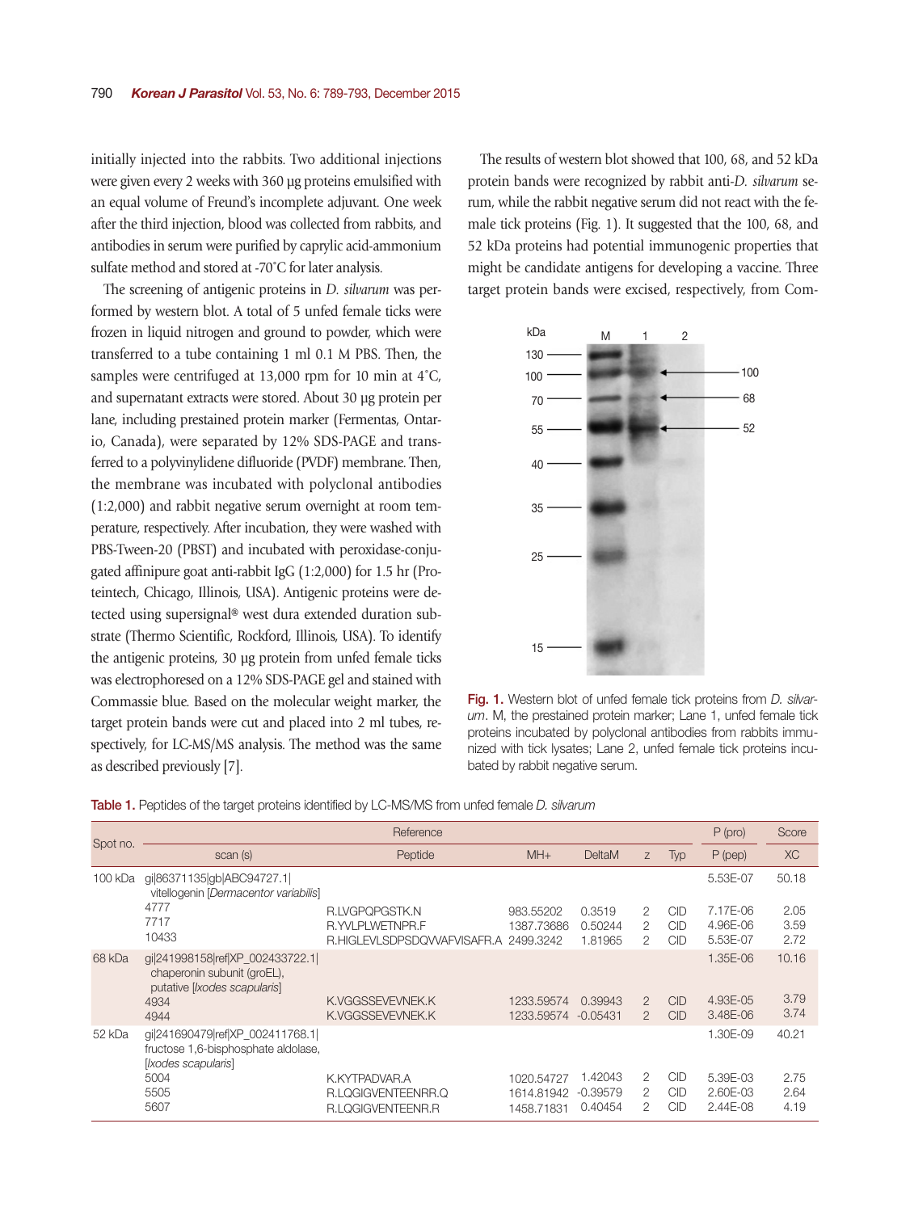initially injected into the rabbits. Two additional injections were given every 2 weeks with 360 µg proteins emulsified with an equal volume of Freund's incomplete adjuvant. One week after the third injection, blood was collected from rabbits, and antibodies in serum were purified by caprylic acid-ammonium sulfate method and stored at -70˚C for later analysis.

The screening of antigenic proteins in *D. silvarum* was performed by western blot. A total of 5 unfed female ticks were frozen in liquid nitrogen and ground to powder, which were transferred to a tube containing 1 ml 0.1 M PBS. Then, the samples were centrifuged at 13,000 rpm for 10 min at 4˚C, and supernatant extracts were stored. About 30 µg protein per lane, including prestained protein marker (Fermentas, Ontario, Canada), were separated by 12% SDS-PAGE and transferred to a polyvinylidene difluoride (PVDF) membrane. Then, the membrane was incubated with polyclonal antibodies (1:2,000) and rabbit negative serum overnight at room temperature, respectively. After incubation, they were washed with PBS-Tween-20 (PBST) and incubated with peroxidase-conjugated affinipure goat anti-rabbit IgG (1:2,000) for 1.5 hr (Proteintech, Chicago, Illinois, USA). Antigenic proteins were detected using supersignal® west dura extended duration substrate (Thermo Scientific, Rockford, Illinois, USA). To identify the antigenic proteins, 30 µg protein from unfed female ticks was electrophoresed on a 12% SDS-PAGE gel and stained with Commassie blue. Based on the molecular weight marker, the target protein bands were cut and placed into 2 ml tubes, respectively, for LC-MS/MS analysis. The method was the same as described previously [7].

The results of western blot showed that 100, 68, and 52 kDa protein bands were recognized by rabbit anti-*D. silvarum* serum, while the rabbit negative serum did not react with the female tick proteins (Fig. 1). It suggested that the 100, 68, and 52 kDa proteins had potential immunogenic properties that might be candidate antigens for developing a vaccine. Three target protein bands were excised, respectively, from Com-

Fig. 1. Western blot of unfed female tick proteins from *D. silvarum*. M, the prestained protein marker; Lane 1, unfed female tick proteins incubated by polyclonal antibodies from rabbits immunized with tick lysates; Lane 2, unfed female tick proteins incubated by rabbit negative serum.

Table 1. Peptides of the target proteins identified by LC-MS/MS from unfed female *D. silvarum*

| Spot no. | Reference | | | | | | P (pro) | Score |
|---|---|---|---|---|---|---|---|---|
| | scan (s) | Peptide | MH+ | DeltaM | z | Typ | P (pep) | XC |
| 100 kDa | gi\|86371135\|gb\|ABC94727.1\| vitellogenin [*Dermacentor variabilis*] | | | | | | 5.53E-07 | 50.18 |
| | 4777 | R.LVGPQPGSTK.N | 983.55202 | 0.3519 | 2 | CID | 7.17E-06 | 2.05 |
| | 7717 | R.YVLPLWETNPR.F | 1387.73686 | 0.50244 | 2 | CID | 4.96E-06 | 3.59 |
| | 10433 | R.HIGLEVLSDPSDQVVAFVISAFR.A | 2499.3242 | 1.81965 | 2 | CID | 5.53E-07 | 2.72 |
| 68 kDa | gi\|241998158\|ref\|XP_002433722.1\| chaperonin subunit (groEL), putative [*Ixodes scapularis*] | | | | | | 1.35E-06 | 10.16 |
| | 4934 | K.VGGSSEVEVNEK.K | 1233.59574 | 0.39943 | 2 | CID | 4.93E-05 | 3.79 |
| | 4944 | K.VGGSSEVEVNEK.K | 1233.59574 | -0.05431 | 2 | CID | 3.48E-06 | 3.74 |
| 52 kDa | gi\|241690479\|ref\|XP_002411768.1\| fructose 1,6-bisphosphate aldolase, [*Ixodes scapularis*] | | | | | | 1.30E-09 | 40.21 |
| | 5004 | K.KYTPADVAR.A | 1020.54727 | 1.42043 | 2 | CID | 5.39E-03 | 2.75 |
| | 5505 | R.LQGIGVENTEENRR.Q | 1614.81942 | -0.39579 | 2 | CID | 2.60E-03 | 2.64 |
| | 5607 | R.LQGIGVENTEENR.R | 1458.71831 | 0.40454 | 2 | CID | 2.44E-08 | 4.19 |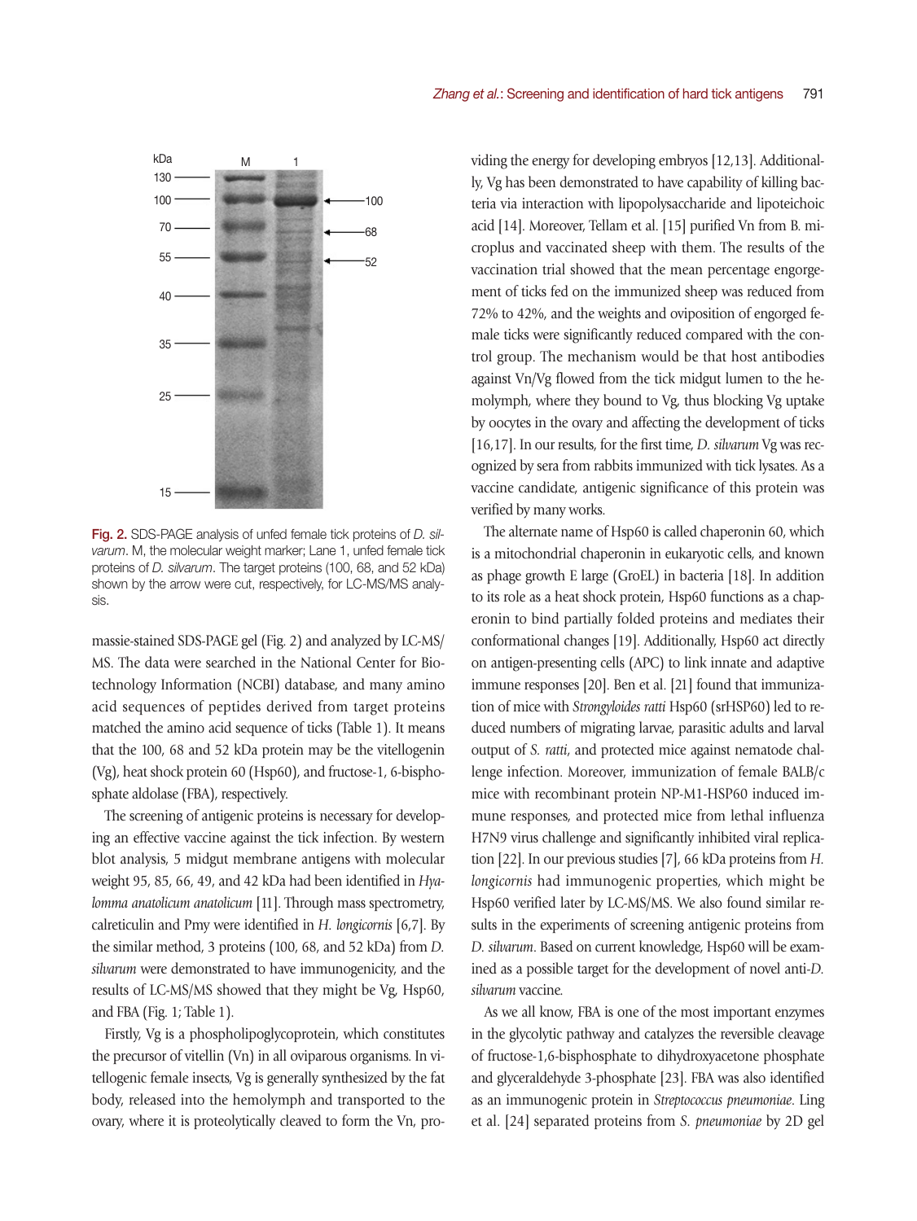Fig. 2. SDS-PAGE analysis of unfed female tick proteins of *D. silvarum*. M, the molecular weight marker; Lane 1, unfed female tick proteins of *D. silvarum*. The target proteins (100, 68, and 52 kDa) shown by the arrow were cut, respectively, for LC-MS/MS analysis.

massie-stained SDS-PAGE gel (Fig. 2) and analyzed by LC-MS/MS. The data were searched in the National Center for Biotechnology Information (NCBI) database, and many amino acid sequences of peptides derived from target proteins matched the amino acid sequence of ticks (Table 1). It means that the 100, 68 and 52 kDa protein may be the vitellogenin (Vg), heat shock protein 60 (Hsp60), and fructose-1, 6-bisphosphate aldolase (FBA), respectively.

The screening of antigenic proteins is necessary for developing an effective vaccine against the tick infection. By western blot analysis, 5 midgut membrane antigens with molecular weight 95, 85, 66, 49, and 42 kDa had been identified in *Hyalomma anatolicum anatolicum* [11]. Through mass spectrometry, calreticulin and Pmy were identified in *H. longicornis* [6,7]. By the similar method, 3 proteins (100, 68, and 52 kDa) from *D. silvarum* were demonstrated to have immunogenicity, and the results of LC-MS/MS showed that they might be Vg, Hsp60, and FBA (Fig. 1; Table 1).

Firstly, Vg is a phospholipoglycoprotein, which constitutes the precursor of vitellin (Vn) in all oviparous organisms. In vitellogenic female insects, Vg is generally synthesized by the fat body, released into the hemolymph and transported to the ovary, where it is proteolytically cleaved to form the Vn, providing the energy for developing embryos [12,13]. Additionally, Vg has been demonstrated to have capability of killing bacteria via interaction with lipopolysaccharide and lipoteichoic acid [14]. Moreover, Tellam et al. [15] purified Vn from B. microplus and vaccinated sheep with them. The results of the vaccination trial showed that the mean percentage engorgement of ticks fed on the immunized sheep was reduced from 72% to 42%, and the weights and oviposition of engorged female ticks were significantly reduced compared with the control group. The mechanism would be that host antibodies against Vn/Vg flowed from the tick midgut lumen to the hemolymph, where they bound to Vg, thus blocking Vg uptake by oocytes in the ovary and affecting the development of ticks [16,17]. In our results, for the first time, *D. silvarum* Vg was recognized by sera from rabbits immunized with tick lysates. As a vaccine candidate, antigenic significance of this protein was verified by many works.

The alternate name of Hsp60 is called chaperonin 60, which is a mitochondrial chaperonin in eukaryotic cells, and known as phage growth E large (GroEL) in bacteria [18]. In addition to its role as a heat shock protein, Hsp60 functions as a chaperonin to bind partially folded proteins and mediates their conformational changes [19]. Additionally, Hsp60 act directly on antigen-presenting cells (APC) to link innate and adaptive immune responses [20]. Ben et al. [21] found that immunization of mice with *Strongyloides ratti* Hsp60 (srHSP60) led to reduced numbers of migrating larvae, parasitic adults and larval output of *S. ratti*, and protected mice against nematode challenge infection. Moreover, immunization of female BALB/c mice with recombinant protein NP-M1-HSP60 induced immune responses, and protected mice from lethal influenza H7N9 virus challenge and significantly inhibited viral replication [22]. In our previous studies [7], 66 kDa proteins from *H. longicornis* had immunogenic properties, which might be Hsp60 verified later by LC-MS/MS. We also found similar results in the experiments of screening antigenic proteins from *D. silvarum*. Based on current knowledge, Hsp60 will be examined as a possible target for the development of novel anti-*D. silvarum* vaccine.

As we all know, FBA is one of the most important enzymes in the glycolytic pathway and catalyzes the reversible cleavage of fructose-1,6-bisphosphate to dihydroxyacetone phosphate and glyceraldehyde 3-phosphate [23]. FBA was also identified as an immunogenic protein in *Streptococcus pneumoniae*. Ling et al. [24] separated proteins from *S. pneumoniae* by 2D gel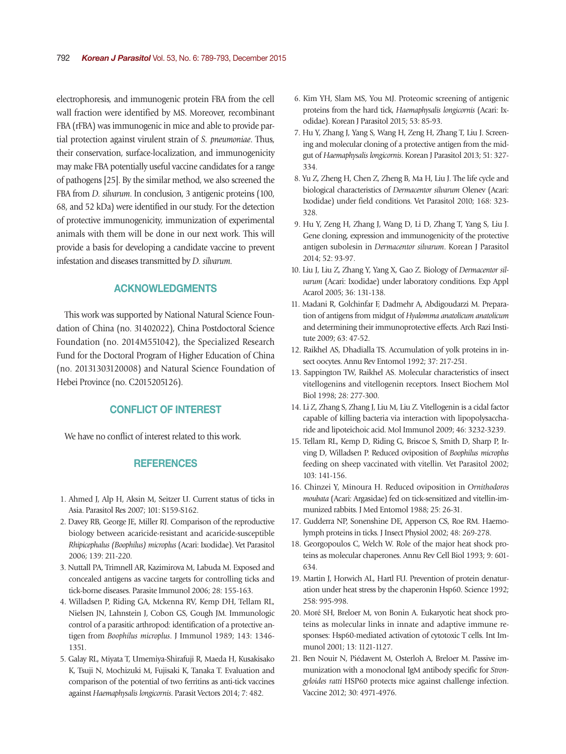electrophoresis, and immunogenic protein FBA from the cell wall fraction were identified by MS. Moreover, recombinant FBA (rFBA) was immunogenic in mice and able to provide partial protection against virulent strain of *S. pneumoniae*. Thus, their conservation, surface-localization, and immunogenicity may make FBA potentially useful vaccine candidates for a range of pathogens [25]. By the similar method, we also screened the FBA from *D. silvarum*. In conclusion, 3 antigenic proteins (100, 68, and 52 kDa) were identified in our study. For the detection of protective immunogenicity, immunization of experimental animals with them will be done in our next work. This will provide a basis for developing a candidate vaccine to prevent infestation and diseases transmitted by *D. silvarum*.

## ACKNOWLEDGMENTS

This work was supported by National Natural Science Foundation of China (no. 31402022), China Postdoctoral Science Foundation (no. 2014M551042), the Specialized Research Fund for the Doctoral Program of Higher Education of China (no. 20131303120008) and Natural Science Foundation of Hebei Province (no. C2015205126).

## CONFLICT OF INTEREST

We have no conflict of interest related to this work.

## REFERENCES

1. Ahmed J, Alp H, Aksin M, Seitzer U. Current status of ticks in Asia. Parasitol Res 2007; 101: S159-S162.
2. Davey RB, George JE, Miller RJ. Comparison of the reproductive biology between acaricide-resistant and acaricide-susceptible *Rhipicephalus (Boophilus) microplus* (Acari: Ixodidae). Vet Parasitol 2006; 139: 211-220.
3. Nuttall PA, Trimnell AR, Kazimirova M, Labuda M. Exposed and concealed antigens as vaccine targets for controlling ticks and tick-borne diseases. Parasite Immunol 2006; 28: 155-163.
4. Willadsen P, Riding GA, Mckenna RV, Kemp DH, Tellam RL, Nielsen JN, Lahnstein J, Cobon GS, Gough JM. Immunologic control of a parasitic arthropod: identification of a protective antigen from *Boophilus microplus*. J Immunol 1989; 143: 1346-1351.
5. Galay RL, Miyata T, Umemiya-Shirafuji R, Maeda H, Kusakisako K, Tsuji N, Mochizuki M, Fujisaki K, Tanaka T. Evaluation and comparison of the potential of two ferritins as anti-tick vaccines against *Haemaphysalis longicornis*. Parasit Vectors 2014; 7: 482.
6. Kim YH, Slam MS, You MJ. Proteomic screening of antigenic proteins from the hard tick, *Haemaphysalis longicornis* (Acari: Ixodidae). Korean J Parasitol 2015; 53: 85-93.
7. Hu Y, Zhang J, Yang S, Wang H, Zeng H, Zhang T, Liu J. Screening and molecular cloning of a protective antigen from the midgut of *Haemaphysalis longicornis*. Korean J Parasitol 2013; 51: 327-334.
8. Yu Z, Zheng H, Chen Z, Zheng B, Ma H, Liu J. The life cycle and biological characteristics of *Dermacentor silvarum* Olenev (Acari: Ixodidae) under field conditions. Vet Parasitol 2010; 168: 323-328.
9. Hu Y, Zeng H, Zhang J, Wang D, Li D, Zhang T, Yang S, Liu J. Gene cloning, expression and immunogenicity of the protective antigen subolesin in *Dermacentor silvarum*. Korean J Parasitol 2014; 52: 93-97.
10. Liu J, Liu Z, Zhang Y, Yang X, Gao Z. Biology of *Dermacentor silvarum* (Acari: Ixodidae) under laboratory conditions. Exp Appl Acarol 2005; 36: 131-138.
11. Madani R, Golchinfar F, Dadmehr A, Abdigoudarzi M. Preparation of antigens from midgut of *Hyalomma anatolicum anatolicum* and determining their immunoprotective effects. Arch Razi Institute 2009; 63: 47-52.
12. Raikhel AS, Dhadialla TS. Accumulation of yolk proteins in insect oocytes. Annu Rev Entomol 1992; 37: 217-251.
13. Sappington TW, Raikhel AS. Molecular characteristics of insect vitellogenins and vitellogenin receptors. Insect Biochem Mol Biol 1998; 28: 277-300.
14. Li Z, Zhang S, Zhang J, Liu M, Liu Z. Vitellogenin is a cidal factor capable of killing bacteria via interaction with lipopolysaccharide and lipoteichoic acid. Mol Immunol 2009; 46: 3232-3239.
15. Tellam RL, Kemp D, Riding G, Briscoe S, Smith D, Sharp P, Irving D, Willadsen P. Reduced oviposition of *Boophilus microplus* feeding on sheep vaccinated with vitellin. Vet Parasitol 2002; 103: 141-156.
16. Chinzei Y, Minoura H. Reduced oviposition in *Ornithodoros moubata* (Acari: Argasidae) fed on tick-sensitized and vitellin-immunized rabbits. J Med Entomol 1988; 25: 26-31.
17. Gudderra NP, Sonenshine DE, Apperson CS, Roe RM. Haemolymph proteins in ticks. J Insect Physiol 2002; 48: 269-278.
18. Georgopoulos C, Welch W. Role of the major heat shock proteins as molecular chaperones. Annu Rev Cell Biol 1993; 9: 601-634.
19. Martin J, Horwich AL, Hartl FU. Prevention of protein denaturation under heat stress by the chaperonin Hsp60. Science 1992; 258: 995-998.
20. Moré SH, Breloer M, von Bonin A. Eukaryotic heat shock proteins as molecular links in innate and adaptive immune responses: Hsp60-mediated activation of cytotoxic T cells. Int Immunol 2001; 13: 1121-1127.
21. Ben Nouir N, Piédavent M, Osterloh A, Breloer M. Passive immunization with a monoclonal IgM antibody specific for *Strongyloides ratti* HSP60 protects mice against challenge infection. Vaccine 2012; 30: 4971-4976.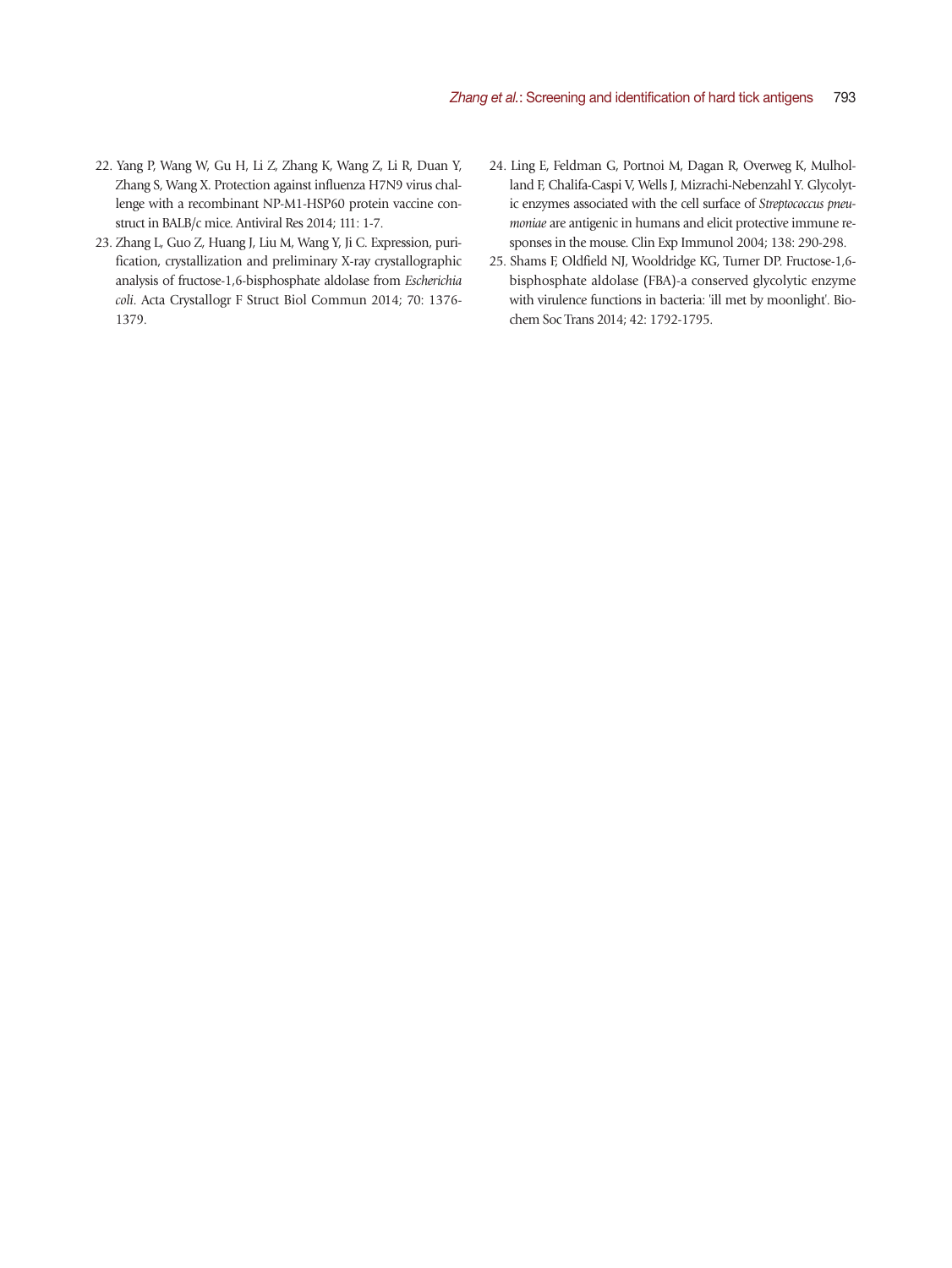22. Yang P, Wang W, Gu H, Li Z, Zhang K, Wang Z, Li R, Duan Y, Zhang S, Wang X. Protection against influenza H7N9 virus challenge with a recombinant NP-M1-HSP60 protein vaccine construct in BALB/c mice. Antiviral Res 2014; 111: 1-7.
23. Zhang L, Guo Z, Huang J, Liu M, Wang Y, Ji C. Expression, purification, crystallization and preliminary X-ray crystallographic analysis of fructose-1,6-bisphosphate aldolase from *Escherichia coli*. Acta Crystallogr F Struct Biol Commun 2014; 70: 1376-1379.
24. Ling E, Feldman G, Portnoi M, Dagan R, Overweg K, Mulholland F, Chalifa-Caspi V, Wells J, Mizrachi-Nebenzahl Y. Glycolytic enzymes associated with the cell surface of *Streptococcus pneumoniae* are antigenic in humans and elicit protective immune responses in the mouse. Clin Exp Immunol 2004; 138: 290-298.
25. Shams F, Oldfield NJ, Wooldridge KG, Turner DP. Fructose-1,6-bisphosphate aldolase (FBA)-a conserved glycolytic enzyme with virulence functions in bacteria: 'ill met by moonlight'. Biochem Soc Trans 2014; 42: 1792-1795.